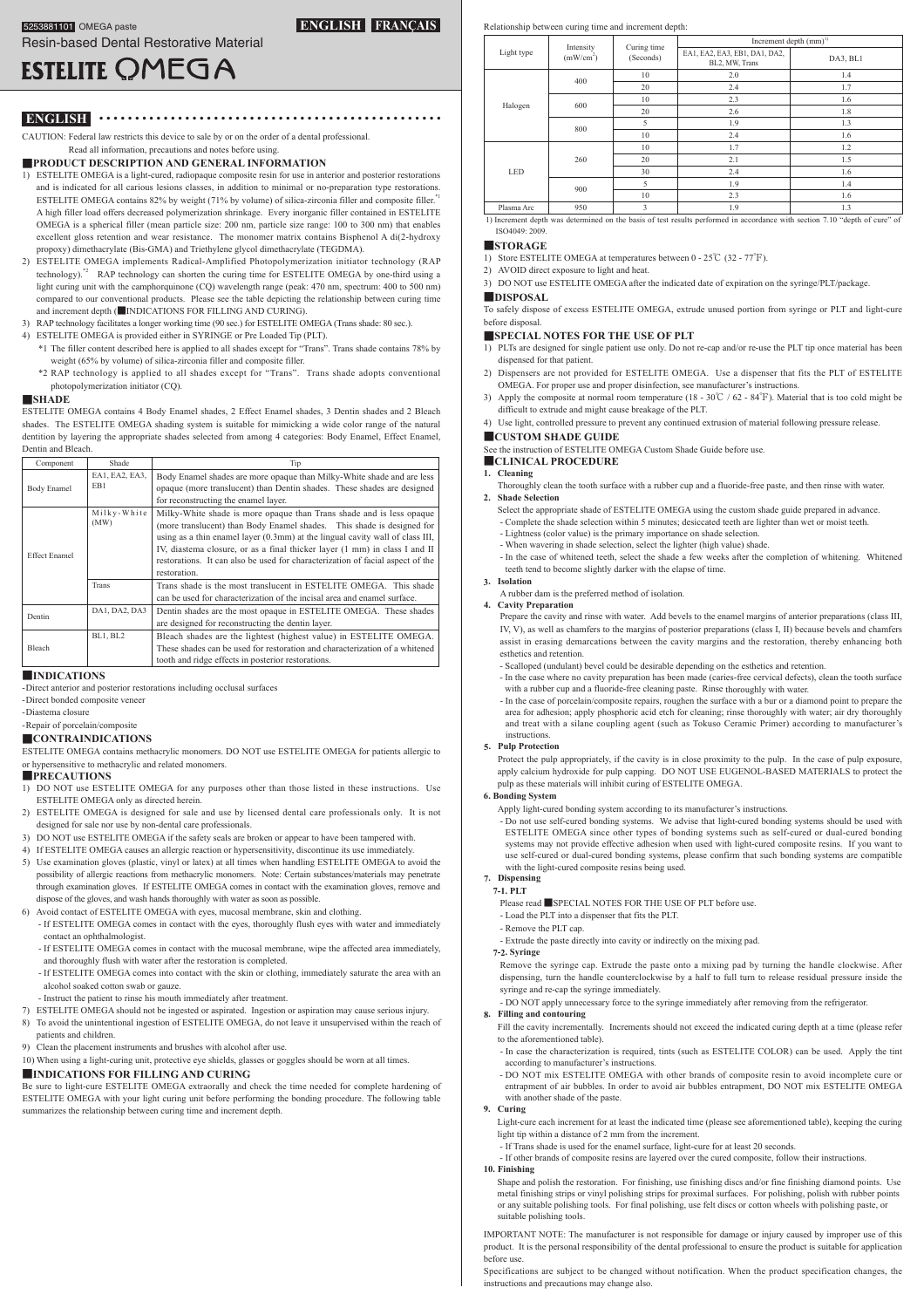5253881101 OMEGA paste

**ENGLISH** **FRANÇAIS**

Resin-based Dental Restorative Material

# ESTELITE OMEGA

## ENGLISH

CAUTION: Federal law restricts this device to sale by or on the order of a dental professional.
Read all information, precautions and notes before using.

### ■PRODUCT DESCRIPTION AND GENERAL INFORMATION

1) ESTELITE OMEGA is a light-cured, radiopaque composite resin for use in anterior and posterior restorations and is indicated for all carious lesions classes, in addition to minimal or no-preparation type restorations. ESTELITE OMEGA contains 82% by weight (71% by volume) of silica-zirconia filler and composite filler.*1 A high filler load offers decreased polymerization shrinkage. Every inorganic filler contained in ESTELITE OMEGA is a spherical filler (mean particle size: 200 nm, particle size range: 100 to 300 nm) that enables excellent gloss retention and wear resistance. The monomer matrix contains Bisphenol A di(2-hydroxy propoxy) dimethacrylate (Bis-GMA) and Triethylene glycol dimethacrylate (TEGDMA).
2) ESTELITE OMEGA implements Radical-Amplified Photopolymerization initiator technology (RAP technology).*2 RAP technology can shorten the curing time for ESTELITE OMEGA by one-third using a light curing unit with the camphorquinone (CQ) wavelength range (peak: 470 nm, spectrum: 400 to 500 nm) compared to our conventional products. Please see the table depicting the relationship between curing time and increment depth (■INDICATIONS FOR FILLING AND CURING).
3) RAP technology facilitates a longer working time (90 sec.) for ESTELITE OMEGA (Trans shade: 80 sec.).
4) ESTELITE OMEGA is provided either in SYRINGE or Pre Loaded Tip (PLT).
   *1 The filler content described here is applied to all shades except for "Trans". Trans shade contains 78% by weight (65% by volume) of silica-zirconia filler and composite filler.
   *2 RAP technology is applied to all shades except for "Trans". Trans shade adopts conventional photopolymerization initiator (CQ).

### ■SHADE

ESTELITE OMEGA contains 4 Body Enamel shades, 2 Effect Enamel shades, 3 Dentin shades and 2 Bleach shades. The ESTELITE OMEGA shading system is suitable for mimicking a wide color range of the natural dentition by layering the appropriate shades selected from among 4 categories: Body Enamel, Effect Enamel, Dentin and Bleach.

| Component | Shade | Tip |
|---|---|---|
| Body Enamel | EA1, EA2, EA3, EB1 | Body Enamel shades are more opaque than Milky-White shade and are less opaque (more translucent) than Dentin shades. These shades are designed for reconstructing the enamel layer. |
| Effect Enamel | Milky-White (MW) | Milky-White shade is more opaque than Trans shade and is less opaque (more translucent) than Body Enamel shades. This shade is designed for using as a thin enamel layer (0.3mm) at the lingual cavity wall of class III, IV, diastema closure, or as a final thicker layer (1 mm) in class I and II restorations. It can also be used for characterization of facial aspect of the restoration. |
| | Trans | Trans shade is the most translucent in ESTELITE OMEGA. This shade can be used for characterization of the incisal area and enamel surface. |
| Dentin | DA1, DA2, DA3 | Dentin shades are the most opaque in ESTELITE OMEGA. These shades are designed for reconstructing the dentin layer. |
| Bleach | BL1, BL2 | Bleach shades are the lightest (highest value) in ESTELITE OMEGA. These shades can be used for restoration and characterization of a whitened tooth and ridge effects in posterior restorations. |

### ■INDICATIONS

- Direct anterior and posterior restorations including occlusal surfaces
- Direct bonded composite veneer
- Diastema closure
- Repair of porcelain/composite

### ■CONTRAINDICATIONS

ESTELITE OMEGA contains methacrylic monomers. DO NOT use ESTELITE OMEGA for patients allergic to or hypersensitive to methacrylic and related monomers.

### ■PRECAUTIONS

1) DO NOT use ESTELITE OMEGA for any purposes other than those listed in these instructions. Use ESTELITE OMEGA only as directed herein.
2) ESTELITE OMEGA is designed for sale and use by licensed dental care professionals only. It is not designed for sale nor use by non-dental care professionals.
3) DO NOT use ESTELITE OMEGA if the safety seals are broken or appear to have been tampered with.
4) If ESTELITE OMEGA causes an allergic reaction or hypersensitivity, discontinue its use immediately.
5) Use examination gloves (plastic, vinyl or latex) at all times when handling ESTELITE OMEGA to avoid the possibility of allergic reactions from methacrylic monomers. Note: Certain substances/materials may penetrate through examination gloves. If ESTELITE OMEGA comes in contact with the examination gloves, remove and dispose of the gloves, and wash hands thoroughly with water as soon as possible.
6) Avoid contact of ESTELITE OMEGA with eyes, mucosal membrane, skin and clothing.
   - If ESTELITE OMEGA comes in contact with the eyes, thoroughly flush eyes with water and immediately contact an ophthalmologist.
   - If ESTELITE OMEGA comes in contact with the mucosal membrane, wipe the affected area immediately, and thoroughly flush with water after the restoration is completed.
   - If ESTELITE OMEGA comes into contact with the skin or clothing, immediately saturate the area with an alcohol soaked cotton swab or gauze.
   - Instruct the patient to rinse his mouth immediately after treatment.
7) ESTELITE OMEGA should not be ingested or aspirated. Ingestion or aspiration may cause serious injury.
8) To avoid the unintentional ingestion of ESTELITE OMEGA, do not leave it unsupervised within the reach of patients and children.
9) Clean the placement instruments and brushes with alcohol after use.
10) When using a light-curing unit, protective eye shields, glasses or goggles should be worn at all times.

### ■INDICATIONS FOR FILLING AND CURING

Be sure to light-cure ESTELITE OMEGA extraorally and check the time needed for complete hardening of ESTELITE OMEGA with your light curing unit before performing the bonding procedure. The following table summarizes the relationship between curing time and increment depth.

Relationship between curing time and increment depth:

| Light type | Intensity (mW/cm²) | Curing time (Seconds) | Increment depth (mm)[1] | |
|---|---|---|---|---|
| | | | EA1, EA2, EA3, EB1, DA1, DA2, BL2, MW, Trans | DA3, BL1 |
| Halogen | 400 | 10 | 2.0 | 1.4 |
| | | 20 | 2.4 | 1.7 |
| | 600 | 10 | 2.3 | 1.6 |
| | | 20 | 2.6 | 1.8 |
| | 800 | 5 | 1.9 | 1.3 |
| | | 10 | 2.4 | 1.6 |
| LED | 260 | 10 | 1.7 | 1.2 |
| | | 20 | 2.1 | 1.5 |
| | | 30 | 2.4 | 1.6 |
| | 900 | 5 | 1.9 | 1.4 |
| | | 10 | 2.3 | 1.6 |
| Plasma Arc | 950 | 3 | 1.9 | 1.3 |

1) Increment depth was determined on the basis of test results performed in accordance with section 7.10 "depth of cure" of ISO4049: 2009.

### ■STORAGE

1) Store ESTELITE OMEGA at temperatures between 0 - 25℃ (32 - 77℉).
2) AVOID direct exposure to light and heat.
3) DO NOT use ESTELITE OMEGA after the indicated date of expiration on the syringe/PLT/package.

### ■DISPOSAL

To safely dispose of excess ESTELITE OMEGA, extrude unused portion from syringe or PLT and light-cure before disposal.

### ■SPECIAL NOTES FOR THE USE OF PLT

1) PLTs are designed for single patient use only. Do not re-cap and/or re-use the PLT tip once material has been dispensed for that patient.
2) Dispensers are not provided for ESTELITE OMEGA. Use a dispenser that fits the PLT of ESTELITE OMEGA. For proper use and proper disinfection, see manufacturer's instructions.
3) Apply the composite at normal room temperature (18 - 30℃ / 62 - 84℉). Material that is too cold might be difficult to extrude and might cause breakage of the PLT.
4) Use light, controlled pressure to prevent any continued extrusion of material following pressure release.

### ■CUSTOM SHADE GUIDE

See the instruction of ESTELITE OMEGA Custom Shade Guide before use.

### ■CLINICAL PROCEDURE

**1. Cleaning**

Thoroughly clean the tooth surface with a rubber cup and a fluoride-free paste, and then rinse with water.

**2. Shade Selection**

Select the appropriate shade of ESTELITE OMEGA using the custom shade guide prepared in advance.
- Complete the shade selection within 5 minutes; desiccated teeth are lighter than wet or moist teeth.
- Lightness (color value) is the primary importance on shade selection.
- When wavering in shade selection, select the lighter (high value) shade.
- In the case of whitened teeth, select the shade a few weeks after the completion of whitening. Whitened teeth tend to become slightly darker with the elapse of time.

**3. Isolation**

A rubber dam is the preferred method of isolation.

**4. Cavity Preparation**

Prepare the cavity and rinse with water. Add bevels to the enamel margins of anterior preparations (class III, IV, V), as well as chamfers to the margins of posterior preparations (class I, II) because bevels and chamfers assist in erasing demarcations between the cavity margins and the restoration, thereby enhancing both esthetics and retention.
- Scalloped (undulant) bevel could be desirable depending on the esthetics and retention.
- In the case where no cavity preparation has been made (caries-free cervical defects), clean the tooth surface with a rubber cup and a fluoride-free cleaning paste. Rinse thoroughly with water.
- In the case of porcelain/composite repairs, roughen the surface with a bur or a diamond point to prepare the area for adhesion; apply phosphoric acid etch for cleaning; rinse thoroughly with water; air dry thoroughly and treat with a silane coupling agent (such as Tokuso Ceramic Primer) according to manufacturer's instructions.

**5. Pulp Protection**

Protect the pulp appropriately, if the cavity is in close proximity to the pulp. In the case of pulp exposure, apply calcium hydroxide for pulp capping. DO NOT USE EUGENOL-BASED MATERIALS to protect the pulp as these materials will inhibit curing of ESTELITE OMEGA.

**6. Bonding System**

Apply light-cured bonding system according to its manufacturer's instructions.
- Do not use self-cured bonding systems. We advise that light-cured bonding systems should be used with ESTELITE OMEGA since other types of bonding systems such as self-cured or dual-cured bonding systems may not provide effective adhesion when used with light-cured composite resins. If you want to use self-cured or dual-cured bonding systems, please confirm that such bonding systems are compatible with the light-cured composite resins being used.

**7. Dispensing**

**7-1. PLT**

Please read ■SPECIAL NOTES FOR THE USE OF PLT before use.
- Load the PLT into a dispenser that fits the PLT.
- Remove the PLT cap.
- Extrude the paste directly into cavity or indirectly on the mixing pad.

**7-2. Syringe**

Remove the syringe cap. Extrude the paste onto a mixing pad by turning the handle clockwise. After dispensing, turn the handle counterclockwise by a half to full turn to release residual pressure inside the syringe and re-cap the syringe immediately.
- DO NOT apply unnecessary force to the syringe immediately after removing from the refrigerator.

**8. Filling and contouring**

Fill the cavity incrementally. Increments should not exceed the indicated curing depth at a time (please refer to the aforementioned table).
- In case the characterization is required, tints (such as ESTELITE COLOR) can be used. Apply the tint according to manufacturer's instructions.
- DO NOT mix ESTELITE OMEGA with other brands of composite resin to avoid incomplete cure or entrapment of air bubbles. In order to avoid air bubbles entrapment, DO NOT mix ESTELITE OMEGA with another shade of the paste.

**9. Curing**

Light-cure each increment for at least the indicated time (please see aforementioned table), keeping the curing light tip within a distance of 2 mm from the increment.
- If Trans shade is used for the enamel surface, light-cure for at least 20 seconds.
- If other brands of composite resins are layered over the cured composite, follow their instructions.

**10. Finishing**

Shape and polish the restoration. For finishing, use finishing discs and/or fine finishing diamond points. Use metal finishing strips or vinyl polishing strips for proximal surfaces. For polishing, polish with rubber points or any suitable polishing tools. For final polishing, use felt discs or cotton wheels with polishing paste, or suitable polishing tools.

IMPORTANT NOTE: The manufacturer is not responsible for damage or injury caused by improper use of this product. It is the personal responsibility of the dental professional to ensure the product is suitable for application before use.

Specifications are subject to be changed without notification. When the product specification changes, the instructions and precautions may change also.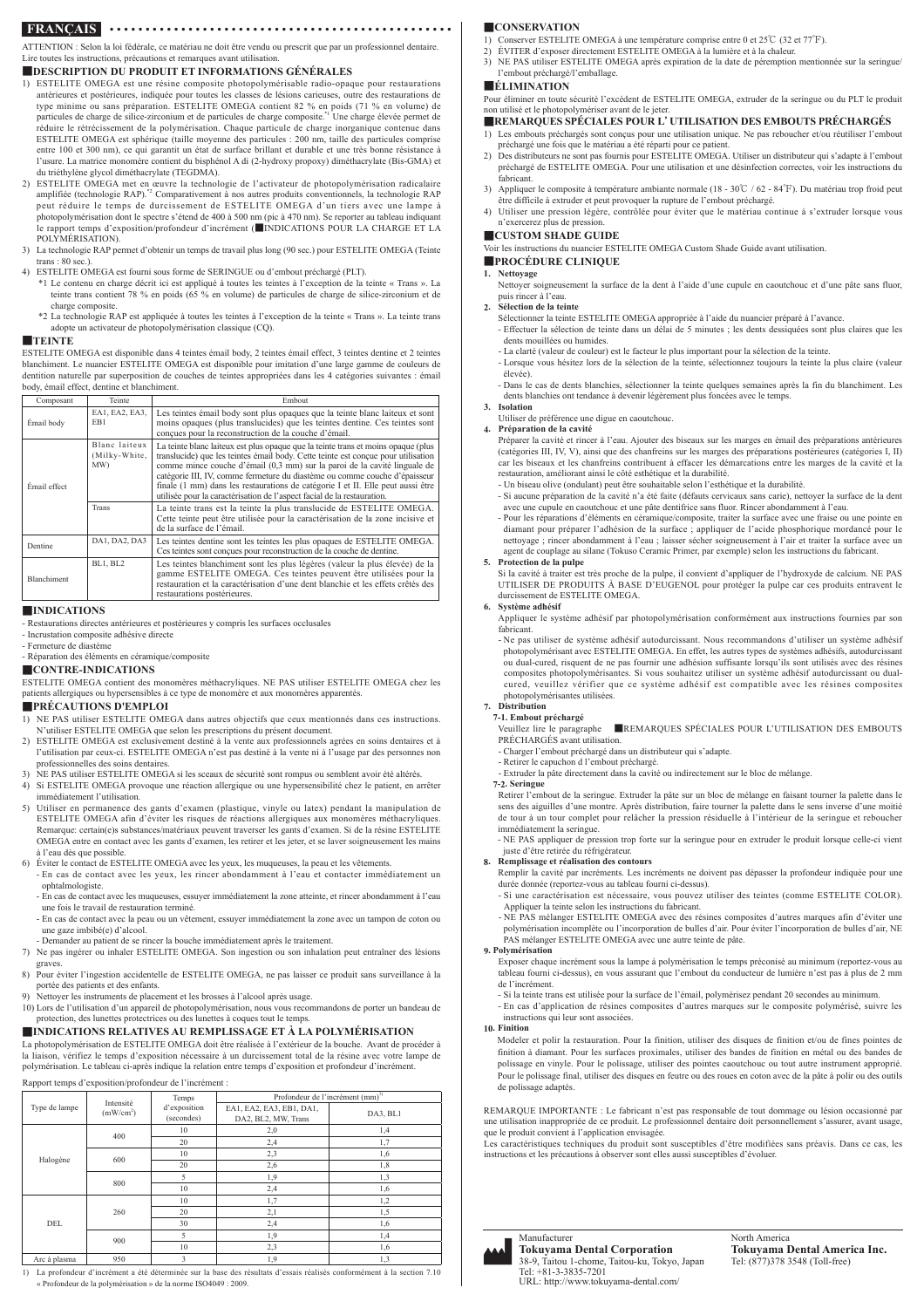# FRANÇAIS

ATTENTION : Selon la loi fédérale, ce matériau ne doit être vendu ou prescrit que par un professionnel dentaire. Lire toutes les instructions, précautions et remarques avant utilisation.

## DESCRIPTION DU PRODUIT ET INFORMATIONS GÉNÉRALES

1) ESTELITE OMEGA est une résine composite photopolymérisable radio-opaque pour restaurations antérieures et postérieures, indiquée pour toutes les classes de lésions carieuses, outre des restaurations de type minime ou sans préparation. ESTELITE OMEGA contient 82 % en poids (71 % en volume) de particules de charge de silice-zirconium et de particules de charge composite.[*1] Une charge élevée permet de réduire le rétrécissement de la polymérisation. Chaque particule de charge inorganique contenue dans ESTELITE OMEGA est sphérique (taille moyenne des particules : 200 nm, taille des particules comprise entre 100 et 300 nm), ce qui garantit un état de surface brillant et durable et une très bonne résistance à l'usure. La matrice monomère contient du bisphénol A di (2-hydroxy propoxy) diméthacrylate (Bis-GMA) et du triéthylène glycol diméthacrylate (TEGDMA).
2) ESTELITE OMEGA met en œuvre la technologie de l'activateur de photopolymérisation radicalaire amplifiée (technologie RAP).[*2] Comparativement à nos autres produits conventionnels, la technologie RAP peut réduire le temps de durcissement de ESTELITE OMEGA d'un tiers avec une lampe à photopolymérisation dont le spectre s'étend de 400 à 500 nm (pic à 470 nm). Se reporter au tableau indiquant le rapport temps d'exposition/profondeur d'incrément (■INDICATIONS POUR LA CHARGE ET LA POLYMÉRISATION).
3) La technologie RAP permet d'obtenir un temps de travail plus long (90 sec.) pour ESTELITE OMEGA (Teinte trans : 80 sec.).
4) ESTELITE OMEGA est fourni sous forme de SERINGUE ou d'embout préchargé (PLT).
   *1 Le contenu en charge décrit ici est appliqué à toutes les teintes à l'exception de la teinte « Trans ». La teinte trans contient 78 % en poids (65 % en volume) de particules de charge de silice-zirconium et de charge composite.
   *2 La technologie RAP est appliquée à toutes les teintes à l'exception de la teinte « Trans ». La teinte trans adopte un activateur de photopolymérisation classique (CQ).

## TEINTE

ESTELITE OMEGA est disponible dans 4 teintes émail body, 2 teintes émail effect, 3 teintes dentine et 2 teintes blanchiment. Le nuancier ESTELITE OMEGA est disponible pour imitation d'une large gamme de couleurs de dentition naturelle par superposition de couches de teintes appropriées dans les 4 catégories suivantes : émail body, émail effect, dentine et blanchiment.

| Composant | Teinte | Embout |
|---|---|---|
| Émail body | EA1, EA2, EA3, EB1 | Les teintes émail body sont plus opaques que la teinte blanc laiteux et sont moins opaques (plus translucides) que les teintes dentine. Ces teintes sont conçues pour la reconstruction de la couche d'émail. |
| Émail effect | Blanc laiteux (Milky-White, MW) | La teinte blanc laiteux est plus opaque que la teinte trans et moins opaque (plus translucide) que les teintes émail body. Cette teinte est conçue pour une utilisation comme mince couche d'émail (0,3 mm) sur la paroi de la cavité linguale de catégorie III, IV, comme fermeture du diastème ou comme couche d'épaisseur finale (1 mm) dans les restaurations de catégorie I et II. Elle peut aussi être utilisée pour la caractérisation de l'aspect facial de la restauration. |
| | Trans | La teinte trans est la teinte la plus translucide de ESTELITE OMEGA. Cette teinte peut être utilisée pour la caractérisation de la zone incisive et de la surface de l'émail. |
| Dentine | DA1, DA2, DA3 | Les teintes dentine sont les teintes les plus opaques de ESTELITE OMEGA. Ces teintes sont conçues pour reconstruction de la couche de dentine. |
| Blanchiment | BL1, BL2 | Les teintes blanchiment sont les plus légères (valeur la plus élevée) de la gamme ESTELITE OMEGA. Ces teintes peuvent être utilisées pour la restauration et la caractérisation d'une dent blanchie et les effets crêtés des restaurations postérieures. |

## INDICATIONS

- Restaurations directes antérieures et postérieures y compris les surfaces occlusales
- Incrustation composite adhésive directe
- Fermeture de diastème
- Réparation des éléments en céramique/composite

## CONTRE-INDICATIONS

ESTELITE OMEGA contient des monomères méthacryliques. NE PAS utiliser ESTELITE OMEGA chez les patients allergiques ou hypersensibles à ce type de monomère et aux monomères apparentés.

## PRÉCAUTIONS D'EMPLOI

1) NE PAS utiliser ESTELITE OMEGA dans autres objectifs que ceux mentionnés dans ces instructions. N'utiliser ESTELITE OMEGA que selon les prescriptions du présent document.
2) ESTELITE OMEGA est exclusivement destiné à la vente aux professionnels agréés en soins dentaires et à l'utilisation par ceux-ci. ESTELITE OMEGA n'est pas destiné à la vente ni à l'usage par des personnes non professionnelles des soins dentaires.
3) NE PAS utiliser ESTELITE OMEGA si les sceaux de sécurité sont rompus ou semblent avoir été altérés.
4) Si ESTELITE OMEGA provoque une réaction allergique ou une hypersensibilité chez le patient, en arrêter immédiatement l'utilisation.
5) Utiliser en permanence des gants d'examen (plastique, vinyle ou latex) pendant la manipulation de ESTELITE OMEGA afin d'éviter les risques de réactions allergiques aux monomères méthacryliques. Remarque: certain(e)s substances/matériaux peuvent traverser les gants d'examen. Si de la résine ESTELITE OMEGA entre en contact avec les gants d'examen, les retirer et les jeter, et se laver soigneusement les mains à l'eau dès que possible.
6) Éviter le contact de ESTELITE OMEGA avec les yeux, les muqueuses, la peau et les vêtements.
   - En cas de contact avec les yeux, les rincer abondamment à l'eau et contacter immédiatement un ophtalmologiste.
   - En cas de contact avec les muqueuses, essuyer immédiatement la zone atteinte, et rincer abondamment à l'eau une fois le travail de restauration terminé.
   - En cas de contact avec la peau ou un vêtement, essuyer immédiatement la zone avec un tampon de coton ou une gaze imbibé(e) d'alcool.
   - Demander au patient de se rincer la bouche immédiatement après le traitement.
7) Ne pas ingérer ou inhaler ESTELITE OMEGA. Son ingestion ou son inhalation peut entraîner des lésions graves.
8) Pour éviter l'ingestion accidentelle de ESTELITE OMEGA, ne pas laisser ce produit sans surveillance à la portée des patients et des enfants.
9) Nettoyer les instruments de placement et les brosses à l'alcool après usage.
10) Lors de l'utilisation d'un appareil de photopolymérisation, nous vous recommandons de porter un bandeau de protection, des lunettes protectrices ou des lunettes à coques tout le temps.

## INDICATIONS RELATIVES AU REMPLISSAGE ET À LA POLYMÉRISATION

La photopolymérisation de ESTELITE OMEGA doit être réalisée à l'extérieur de la bouche. Avant de procéder à la liaison, vérifiez le temps d'exposition nécessaire à un durcissement total de la résine avec votre lampe de polymérisation. Le tableau ci-après indique la relation entre temps d'exposition et profondeur d'incrément.

Rapport temps d'exposition/profondeur de l'incrément :

| Type de lampe | Intensité (mW/cm²) | Temps d'exposition (secondes) | Profondeur de l'incrément (mm)[1] | |
|---|---|---|---|---|
| | | | EA1, EA2, EA3, EB1, DA1, DA2, BL2, MW, Trans | DA3, BL1 |
| Halogène | 400 | 10 | 2,0 | 1,4 |
| | | 20 | 2,4 | 1,7 |
| | 600 | 10 | 2,3 | 1,6 |
| | | 20 | 2,6 | 1,8 |
| | 800 | 5 | 1,9 | 1,3 |
| | | 10 | 2,4 | 1,6 |
| DEL | 260 | 10 | 1,7 | 1,2 |
| | | 20 | 2,1 | 1,5 |
| | | 30 | 2,4 | 1,6 |
| | 900 | 5 | 1,9 | 1,4 |
| | | 10 | 2,3 | 1,6 |
| Arc à plasma | 950 | 3 | 1,9 | 1,3 |

1) La profondeur d'incrément a été déterminée sur la base des résultats d'essais réalisés conformément à la section 7.10 « Profondeur de la polymérisation » de la norme ISO4049 : 2009.

## CONSERVATION

1) Conserver ESTELITE OMEGA à une température comprise entre 0 et 25℃ (32 et 77°F).
2) ÉVITER d'exposer directement ESTELITE OMEGA à la lumière et à la chaleur.
3) NE PAS utiliser ESTELITE OMEGA après expiration de la date de péremption mentionnée sur la seringue/l'embout préchargé/l'emballage.

## ÉLIMINATION

Pour éliminer en toute sécurité l'excédent de ESTELITE OMEGA, extruder de la seringue ou du PLT le produit non utilisé et le photopolymériser avant de le jeter.

## REMARQUES SPÉCIALES POUR L'UTILISATION DES EMBOUTS PRÉCHARGÉS

1) Les embouts préchargés sont conçus pour une utilisation unique. Ne pas reboucher et/ou réutiliser l'embout préchargé une fois que le matériau a été réparti pour ce patient.
2) Des distributeurs ne sont pas fournis pour ESTELITE OMEGA. Utiliser un distributeur qui s'adapte à l'embout préchargé de ESTELITE OMEGA. Pour une utilisation et une désinfection correctes, voir les instructions du fabricant.
3) Appliquer le composite à température ambiante normale (18 - 30℃ / 62 - 84°F). Du matériau trop froid peut être difficile à extruder et peut provoquer la rupture de l'embout préchargé.
4) Utiliser une pression légère, contrôlée pour éviter que le matériau continue à s'extruder lorsque vous n'exercerez plus de pression.

## CUSTOM SHADE GUIDE

Voir les instructions du nuancier ESTELITE OMEGA Custom Shade Guide avant utilisation.

## PROCÉDURE CLINIQUE

**1. Nettoyage**

Nettoyer soigneusement la surface de la dent à l'aide d'une cupule en caoutchouc et d'une pâte sans fluor, puis rincer à l'eau.

**2. Sélection de la teinte**

Sélectionner la teinte ESTELITE OMEGA appropriée à l'aide du nuancier préparé à l'avance.
- Effectuer la sélection de teinte dans un délai de 5 minutes ; les dents dessiquées sont plus claires que les dents mouillées ou humides.
- La clarté (valeur de couleur) est le facteur le plus important pour la sélection de la teinte.
- Lorsque vous hésitez lors de la sélection de la teinte, sélectionnez toujours la teinte la plus claire (valeur élevée).
- Dans le cas de dents blanchies, sélectionner la teinte quelques semaines après la fin du blanchiment. Les dents blanchies ont tendance à devenir légèrement plus foncées avec le temps.

**3. Isolation**

Utiliser de préférence une digue en caoutchouc.

**4. Préparation de la cavité**

Préparer la cavité et rincer à l'eau. Ajouter des biseaux sur les marges en émail des préparations antérieures (catégories III, IV, V), ainsi que des chanfreins sur les marges des préparations postérieures (catégories I, II) car les biseaux et les chanfreins contribuent à effacer les démarcations entre les marges de la cavité et la restauration, améliorant ainsi le côté esthétique et la durabilité.
- Un biseau olive (ondulant) peut être souhaitable selon l'esthétique et la durabilité.
- Si aucune préparation de la cavité n'a été faite (défauts cervicaux sans carie), nettoyer la surface de la dent avec une cupule en caoutchouc et une pâte dentifrice sans fluor. Rincer abondamment à l'eau.
- Pour les réparations d'éléments en céramique/composite, traiter la surface avec une fraise ou une pointe en diamant pour préparer l'adhésion de la surface ; appliquer de l'acide phosphorique mordancé pour le nettoyage ; rincer abondamment à l'eau ; laisser sécher soigneusement à l'air et traiter la surface avec un agent de couplage au silane (Tokuso Ceramic Primer, par exemple) selon les instructions du fabricant.

**5. Protection de la pulpe**

Si la cavité à traiter est très proche de la pulpe, il convient d'appliquer de l'hydroxyde de calcium. NE PAS UTILISER DE PRODUITS À BASE D'EUGENOL pour protéger la pulpe car ces produits entravent le durcissement de ESTELITE OMEGA.

**6. Système adhésif**

Appliquer le système adhésif par photopolymérisation conformément aux instructions fournies par son fabricant.
- Ne pas utiliser de système adhésif autodurcissant. Nous recommandons d'utiliser un système adhésif photopolymérisant avec ESTELITE OMEGA. En effet, les autres types de systèmes adhésifs, autodurcissant ou dual-cured, risquent de ne pas fournir une adhésion suffisante lorsqu'ils sont utilisés avec des résines composites photopolymérisantes. Si vous souhaitez utiliser un système adhésif autodurcissant ou dual-cured, veuillez vérifier que ce système adhésif est compatible avec les résines composites photopolymérisantes utilisées.

**7. Distribution**

**7-1. Embout préchargé**

Veuillez lire le paragraphe ■REMARQUES SPÉCIALES POUR L'UTILISATION DES EMBOUTS PRÉCHARGÉS avant utilisation.
- Charger l'embout préchargé dans un distributeur qui s'adapte.
- Retirer le capuchon d l'embout préchargé.
- Extruder la pâte directement dans la cavité ou indirectement sur le bloc de mélange.

**7-2. Seringue**

Retirer l'embout de la seringue. Extruder la pâte sur un bloc de mélange en faisant tourner la palette dans le sens des aiguilles d'une montre. Après distribution, faire tourner la palette dans le sens inverse d'une moitié de tour à un tour complet pour relâcher la pression résiduelle à l'intérieur de la seringue et reboucher immédiatement la seringue.
- NE PAS appliquer de pression trop forte sur la seringue pour en extruder le produit lorsque celle-ci vient juste d'être retirée du réfrigérateur.

**8. Remplissage et réalisation des contours**

Remplir la cavité par incréments. Les incréments ne doivent pas dépasser la profondeur indiquée pour une durée donnée (reportez-vous au tableau fourni ci-dessus).
- Si une caractérisation est nécessaire, vous pouvez utiliser des teintes (comme ESTELITE COLOR). Appliquer la teinte selon les instructions du fabricant.
- NE PAS mélanger ESTELITE OMEGA avec des résines composites d'autres marques afin d'éviter une polymérisation incomplète ou l'incorporation de bulles d'air. Pour éviter l'incorporation de bulles d'air, NE PAS mélanger ESTELITE OMEGA avec une autre teinte de pâte.

**9. Polymérisation**

Exposer chaque incrément sous la lampe à polymérisation le temps préconisé au minimum (reportez-vous au tableau fourni ci-dessus), en vous assurant que l'embout du conducteur de lumière n'est pas à plus de 2 mm de l'incrément.
- Si la teinte trans est utilisée pour la surface de l'émail, polymérisez pendant 20 secondes au minimum.
- En cas d'application de résines composites d'autres marques sur le composite polymérisé, suivre les instructions qui leur sont associées.

**10. Finition**

Modeler et polir la restauration. Pour la finition, utiliser des disques de finition et/ou de fines pointes de finition à diamant. Pour les surfaces proximales, utiliser des bandes de finition en métal ou des bandes de polissage en vinyle. Pour le polissage, utiliser des pointes caoutchouc ou tout autre instrument approprié. Pour le polissage final, utiliser des disques en feutre ou des roues en coton avec de la pâte à polir ou des outils de polissage adaptés.

REMARQUE IMPORTANTE : Le fabricant n'est pas responsable de tout dommage ou lésion occasionné par une utilisation inappropriée de ce produit. Le professionnel dentaire doit personnellement s'assurer, avant usage, que le produit convient à l'application envisagée.

Les caractéristiques techniques du produit sont susceptibles d'être modifiées sans préavis. Dans ce cas, les instructions et les précautions à observer sont elles aussi susceptibles d'évoluer.

Manufacturer
**Tokuyama Dental Corporation**
38-9, Taitou 1-chome, Taitou-ku, Tokyo, Japan
Tel: +81-3-3835-7201
URL: http://www.tokuyama-dental.com/

North America
**Tokuyama Dental America Inc.**
Tel: (877)378 3548 (Toll-free)